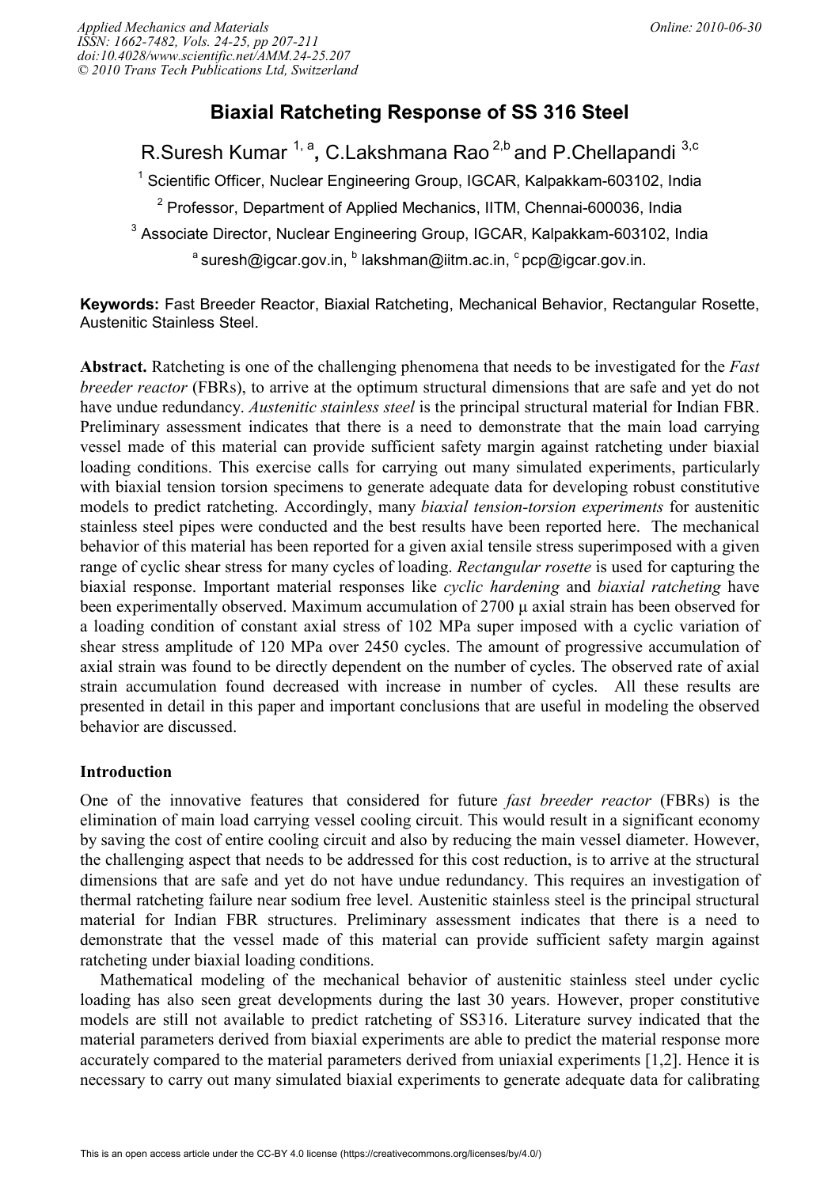# Biaxial Ratcheting Response of SS 316 Steel

R.Suresh Kumar [1, a], C.Lakshmana Rao [2,b] and P.Chellapandi [3,c]

[1] Scientific Officer, Nuclear Engineering Group, IGCAR, Kalpakkam-603102, India

[2] Professor, Department of Applied Mechanics, IITM, Chennai-600036, India

[3] Associate Director, Nuclear Engineering Group, IGCAR, Kalpakkam-603102, India

[a] suresh@igcar.gov.in, [b] lakshman@iitm.ac.in, [c] pcp@igcar.gov.in.

**Keywords:** Fast Breeder Reactor, Biaxial Ratcheting, Mechanical Behavior, Rectangular Rosette, Austenitic Stainless Steel.

**Abstract.** Ratcheting is one of the challenging phenomena that needs to be investigated for the *Fast breeder reactor* (FBRs), to arrive at the optimum structural dimensions that are safe and yet do not have undue redundancy. *Austenitic stainless steel* is the principal structural material for Indian FBR. Preliminary assessment indicates that there is a need to demonstrate that the main load carrying vessel made of this material can provide sufficient safety margin against ratcheting under biaxial loading conditions. This exercise calls for carrying out many simulated experiments, particularly with biaxial tension torsion specimens to generate adequate data for developing robust constitutive models to predict ratcheting. Accordingly, many *biaxial tension-torsion experiments* for austenitic stainless steel pipes were conducted and the best results have been reported here. The mechanical behavior of this material has been reported for a given axial tensile stress superimposed with a given range of cyclic shear stress for many cycles of loading. *Rectangular rosette* is used for capturing the biaxial response. Important material responses like *cyclic hardening* and *biaxial ratcheting* have been experimentally observed. Maximum accumulation of 2700 μ axial strain has been observed for a loading condition of constant axial stress of 102 MPa super imposed with a cyclic variation of shear stress amplitude of 120 MPa over 2450 cycles. The amount of progressive accumulation of axial strain was found to be directly dependent on the number of cycles. The observed rate of axial strain accumulation found decreased with increase in number of cycles. All these results are presented in detail in this paper and important conclusions that are useful in modeling the observed behavior are discussed.

## Introduction

One of the innovative features that considered for future *fast breeder reactor* (FBRs) is the elimination of main load carrying vessel cooling circuit. This would result in a significant economy by saving the cost of entire cooling circuit and also by reducing the main vessel diameter. However, the challenging aspect that needs to be addressed for this cost reduction, is to arrive at the structural dimensions that are safe and yet do not have undue redundancy. This requires an investigation of thermal ratcheting failure near sodium free level. Austenitic stainless steel is the principal structural material for Indian FBR structures. Preliminary assessment indicates that there is a need to demonstrate that the vessel made of this material can provide sufficient safety margin against ratcheting under biaxial loading conditions.

Mathematical modeling of the mechanical behavior of austenitic stainless steel under cyclic loading has also seen great developments during the last 30 years. However, proper constitutive models are still not available to predict ratcheting of SS316. Literature survey indicated that the material parameters derived from biaxial experiments are able to predict the material response more accurately compared to the material parameters derived from uniaxial experiments [1,2]. Hence it is necessary to carry out many simulated biaxial experiments to generate adequate data for calibrating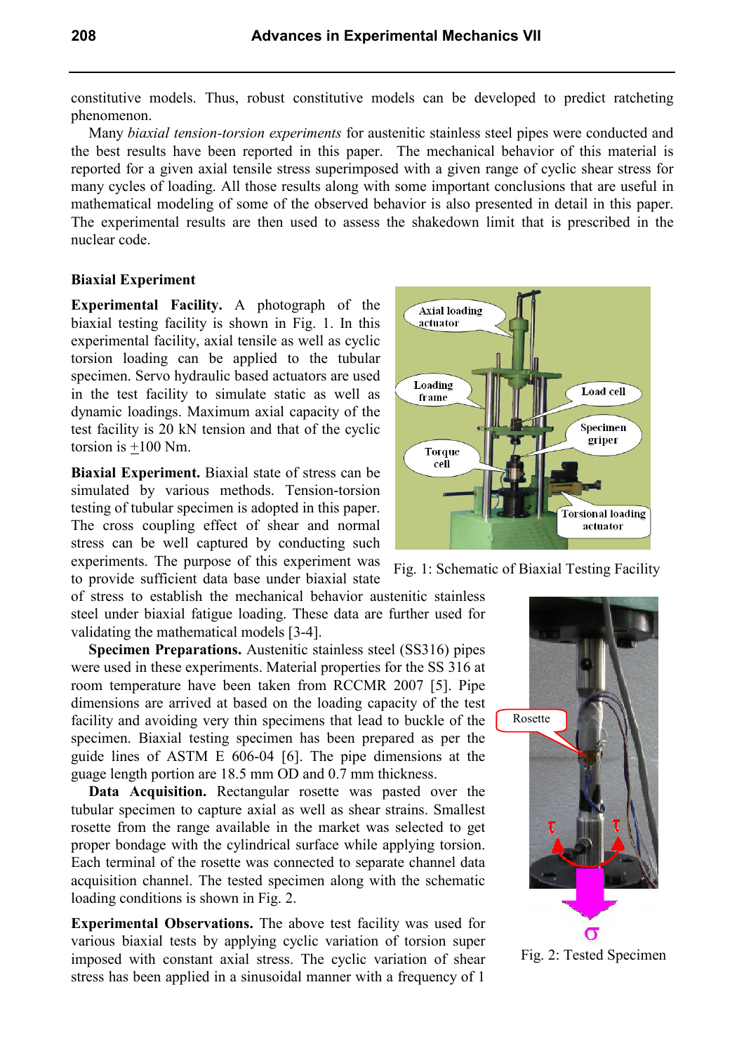constitutive models. Thus, robust constitutive models can be developed to predict ratcheting phenomenon.

Many *biaxial tension-torsion experiments* for austenitic stainless steel pipes were conducted and the best results have been reported in this paper. The mechanical behavior of this material is reported for a given axial tensile stress superimposed with a given range of cyclic shear stress for many cycles of loading. All those results along with some important conclusions that are useful in mathematical modeling of some of the observed behavior is also presented in detail in this paper. The experimental results are then used to assess the shakedown limit that is prescribed in the nuclear code.

## Biaxial Experiment

**Experimental Facility.** A photograph of the biaxial testing facility is shown in Fig. 1. In this experimental facility, axial tensile as well as cyclic torsion loading can be applied to the tubular specimen. Servo hydraulic based actuators are used in the test facility to simulate static as well as dynamic loadings. Maximum axial capacity of the test facility is 20 kN tension and that of the cyclic torsion is ±100 Nm.

Fig. 1: Schematic of Biaxial Testing Facility

**Biaxial Experiment.** Biaxial state of stress can be simulated by various methods. Tension-torsion testing of tubular specimen is adopted in this paper. The cross coupling effect of shear and normal stress can be well captured by conducting such experiments. The purpose of this experiment was to provide sufficient data base under biaxial state of stress to establish the mechanical behavior austenitic stainless steel under biaxial fatigue loading. These data are further used for validating the mathematical models [3-4].

**Specimen Preparations.** Austenitic stainless steel (SS316) pipes were used in these experiments. Material properties for the SS 316 at room temperature have been taken from RCCMR 2007 [5]. Pipe dimensions are arrived at based on the loading capacity of the test facility and avoiding very thin specimens that lead to buckle of the specimen. Biaxial testing specimen has been prepared as per the guide lines of ASTM E 606-04 [6]. The pipe dimensions at the guage length portion are 18.5 mm OD and 0.7 mm thickness.

**Data Acquisition.** Rectangular rosette was pasted over the tubular specimen to capture axial as well as shear strains. Smallest rosette from the range available in the market was selected to get proper bondage with the cylindrical surface while applying torsion. Each terminal of the rosette was connected to separate channel data acquisition channel. The tested specimen along with the schematic loading conditions is shown in Fig. 2.

Fig. 2: Tested Specimen

**Experimental Observations.** The above test facility was used for various biaxial tests by applying cyclic variation of torsion super imposed with constant axial stress. The cyclic variation of shear stress has been applied in a sinusoidal manner with a frequency of 1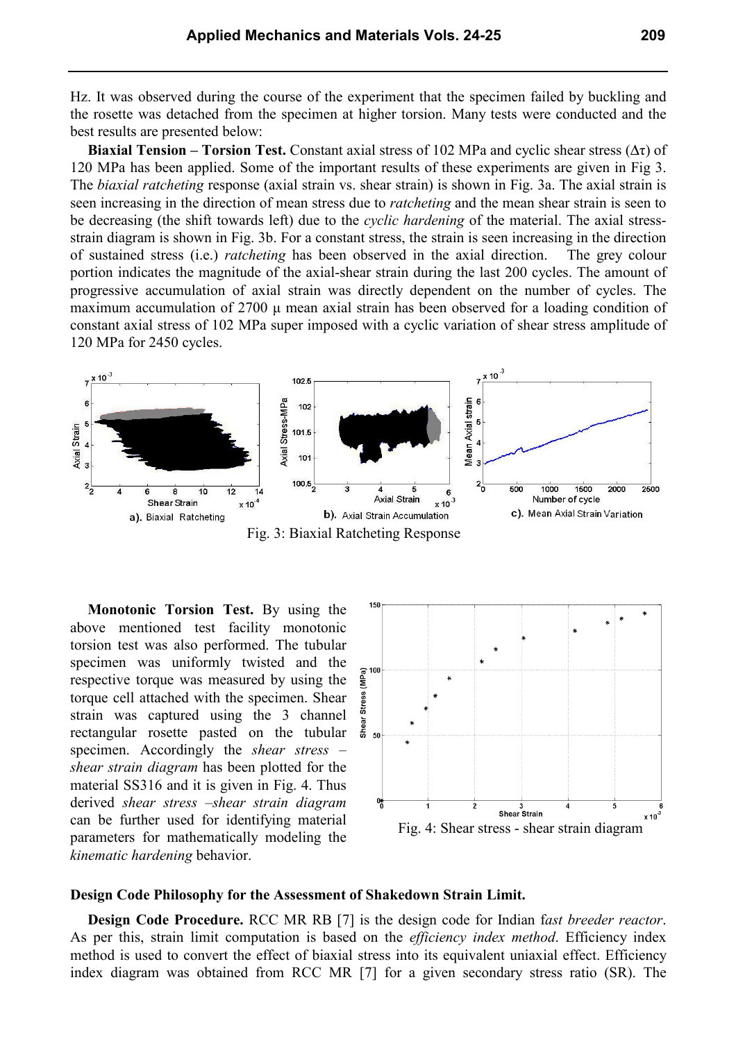Hz. It was observed during the course of the experiment that the specimen failed by buckling and the rosette was detached from the specimen at higher torsion. Many tests were conducted and the best results are presented below:

**Biaxial Tension – Torsion Test.** Constant axial stress of 102 MPa and cyclic shear stress (Δτ) of 120 MPa has been applied. Some of the important results of these experiments are given in Fig 3. The *biaxial ratcheting* response (axial strain vs. shear strain) is shown in Fig. 3a. The axial strain is seen increasing in the direction of mean stress due to *ratcheting* and the mean shear strain is seen to be decreasing (the shift towards left) due to the *cyclic hardening* of the material. The axial stress-strain diagram is shown in Fig. 3b. For a constant stress, the strain is seen increasing in the direction of sustained stress (i.e.) *ratcheting* has been observed in the axial direction. The grey colour portion indicates the magnitude of the axial-shear strain during the last 200 cycles. The amount of progressive accumulation of axial strain was directly dependent on the number of cycles. The maximum accumulation of 2700 μ mean axial strain has been observed for a loading condition of constant axial stress of 102 MPa super imposed with a cyclic variation of shear stress amplitude of 120 MPa for 2450 cycles.

a). Biaxial Ratcheting b). Axial Strain Accumulation c). Mean Axial Strain Variation

Fig. 3: Biaxial Ratcheting Response

**Monotonic Torsion Test.** By using the above mentioned test facility monotonic torsion test was also performed. The tubular specimen was uniformly twisted and the respective torque was measured by using the torque cell attached with the specimen. Shear strain was captured using the 3 channel rectangular rosette pasted on the tubular specimen. Accordingly the *shear stress – shear strain diagram* has been plotted for the material SS316 and it is given in Fig. 4. Thus derived *shear stress –shear strain diagram* can be further used for identifying material parameters for mathematically modeling the *kinematic hardening* behavior.

Fig. 4: Shear stress - shear strain diagram

**Design Code Philosophy for the Assessment of Shakedown Strain Limit.**

**Design Code Procedure.** RCC MR RB [7] is the design code for Indian f*ast breeder reactor*. As per this, strain limit computation is based on the *efficiency index method*. Efficiency index method is used to convert the effect of biaxial stress into its equivalent uniaxial effect. Efficiency index diagram was obtained from RCC MR [7] for a given secondary stress ratio (SR). The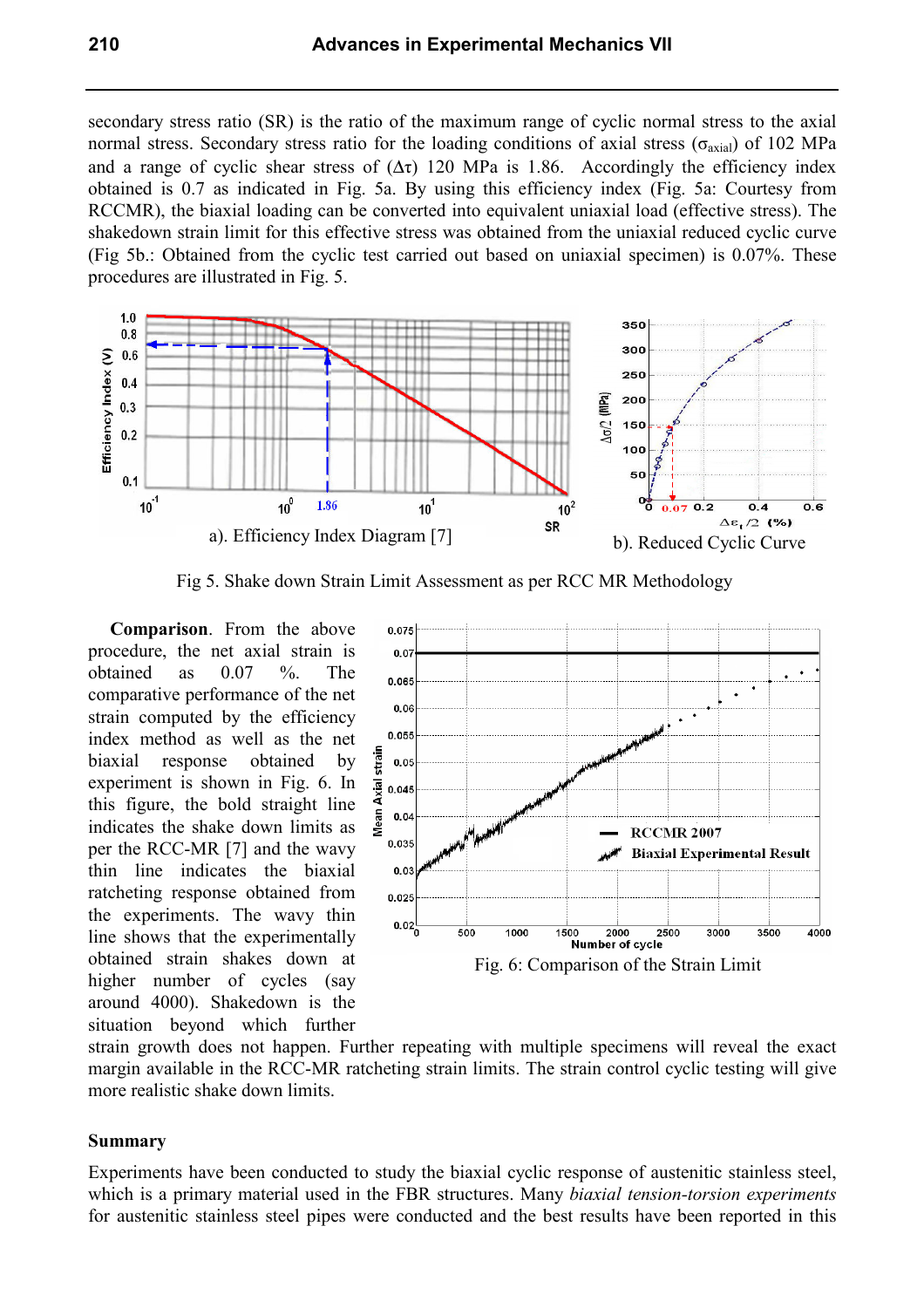secondary stress ratio (SR) is the ratio of the maximum range of cyclic normal stress to the axial normal stress. Secondary stress ratio for the loading conditions of axial stress ($\sigma_{axial}$) of 102 MPa and a range of cyclic shear stress of ($\Delta\tau$) 120 MPa is 1.86. Accordingly the efficiency index obtained is 0.7 as indicated in Fig. 5a. By using this efficiency index (Fig. 5a: Courtesy from RCCMR), the biaxial loading can be converted into equivalent uniaxial load (effective stress). The shakedown strain limit for this effective stress was obtained from the uniaxial reduced cyclic curve (Fig 5b.: Obtained from the cyclic test carried out based on uniaxial specimen) is 0.07%. These procedures are illustrated in Fig. 5.

a). Efficiency Index Diagram [7]

b). Reduced Cyclic Curve

Fig 5. Shake down Strain Limit Assessment as per RCC MR Methodology

**Comparison**. From the above procedure, the net axial strain is obtained as 0.07 %. The comparative performance of the net strain computed by the efficiency index method as well as the net biaxial response obtained by experiment is shown in Fig. 6. In this figure, the bold straight line indicates the shake down limits as per the RCC-MR [7] and the wavy thin line indicates the biaxial ratcheting response obtained from the experiments. The wavy thin line shows that the experimentally obtained strain shakes down at higher number of cycles (say around 4000). Shakedown is the situation beyond which further strain growth does not happen. Further repeating with multiple specimens will reveal the exact margin available in the RCC-MR ratcheting strain limits. The strain control cyclic testing will give more realistic shake down limits.

Fig. 6: Comparison of the Strain Limit

## Summary

Experiments have been conducted to study the biaxial cyclic response of austenitic stainless steel, which is a primary material used in the FBR structures. Many *biaxial tension-torsion experiments* for austenitic stainless steel pipes were conducted and the best results have been reported in this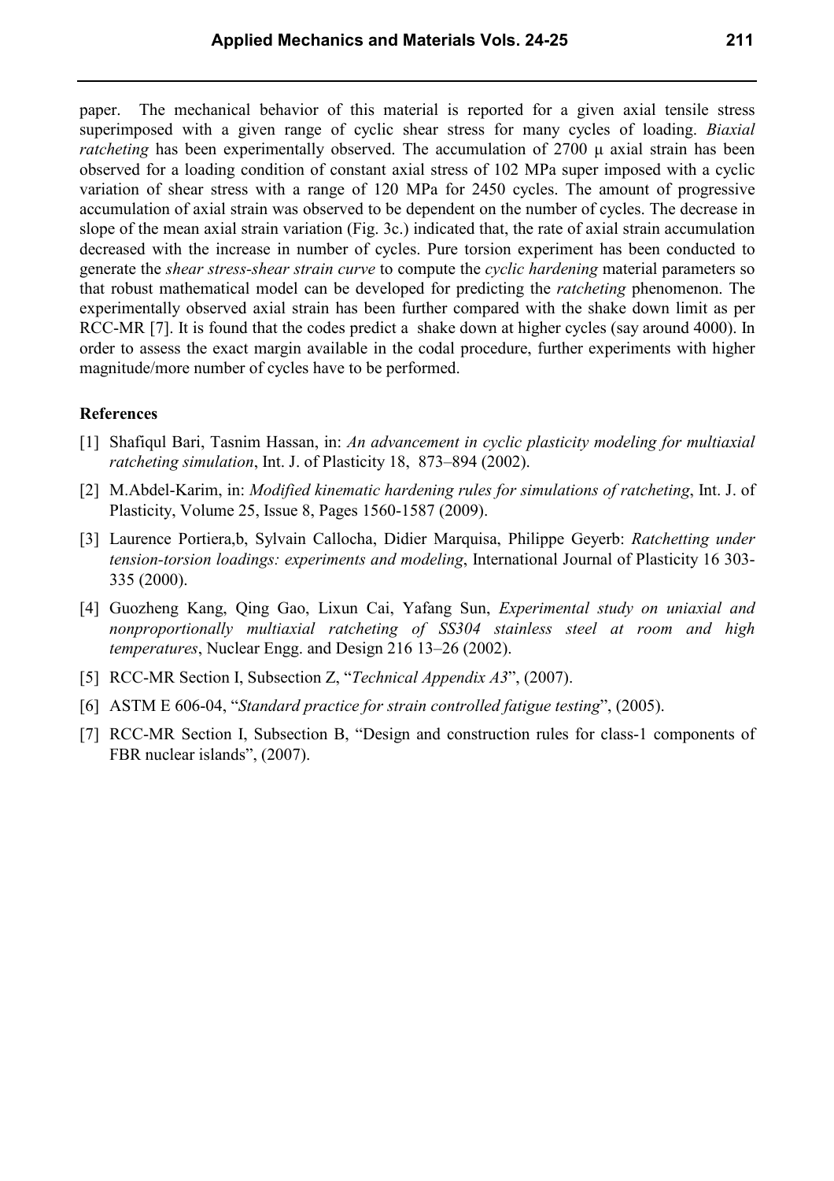paper. The mechanical behavior of this material is reported for a given axial tensile stress superimposed with a given range of cyclic shear stress for many cycles of loading. *Biaxial ratcheting* has been experimentally observed. The accumulation of 2700 μ axial strain has been observed for a loading condition of constant axial stress of 102 MPa super imposed with a cyclic variation of shear stress with a range of 120 MPa for 2450 cycles. The amount of progressive accumulation of axial strain was observed to be dependent on the number of cycles. The decrease in slope of the mean axial strain variation (Fig. 3c.) indicated that, the rate of axial strain accumulation decreased with the increase in number of cycles. Pure torsion experiment has been conducted to generate the *shear stress-shear strain curve* to compute the *cyclic hardening* material parameters so that robust mathematical model can be developed for predicting the *ratcheting* phenomenon. The experimentally observed axial strain has been further compared with the shake down limit as per RCC-MR [7]. It is found that the codes predict a shake down at higher cycles (say around 4000). In order to assess the exact margin available in the codal procedure, further experiments with higher magnitude/more number of cycles have to be performed.

### References

[1] Shafiqul Bari, Tasnim Hassan, in: *An advancement in cyclic plasticity modeling for multiaxial ratcheting simulation*, Int. J. of Plasticity 18, 873–894 (2002).

[2] M.Abdel-Karim, in: *Modified kinematic hardening rules for simulations of ratcheting*, Int. J. of Plasticity, Volume 25, Issue 8, Pages 1560-1587 (2009).

[3] Laurence Portiera,b, Sylvain Callocha, Didier Marquisa, Philippe Geyerb: *Ratchetting under tension-torsion loadings: experiments and modeling*, International Journal of Plasticity 16 303-335 (2000).

[4] Guozheng Kang, Qing Gao, Lixun Cai, Yafang Sun, *Experimental study on uniaxial and nonproportionally multiaxial ratcheting of SS304 stainless steel at room and high temperatures*, Nuclear Engg. and Design 216 13–26 (2002).

[5] RCC-MR Section I, Subsection Z, "*Technical Appendix A3*", (2007).

[6] ASTM E 606-04, "*Standard practice for strain controlled fatigue testing*", (2005).

[7] RCC-MR Section I, Subsection B, "Design and construction rules for class-1 components of FBR nuclear islands", (2007).